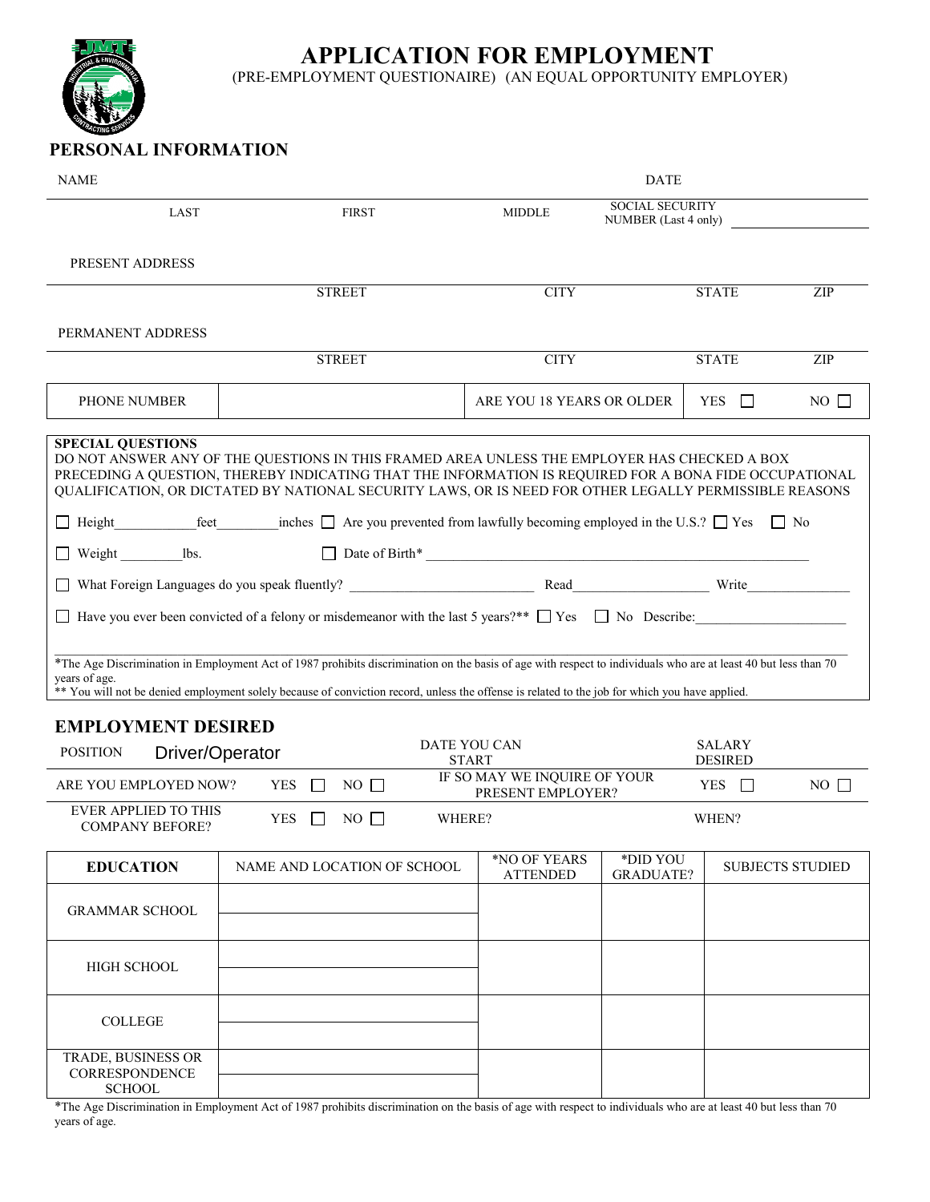# APPLICATION FOR EMPLOYMENT

(PRE-EMPLOYMENT QUESTIONAIRE) (AN EQUAL OPPORTUNITY EMPLOYER)

## PERSONAL INFORMATION

NAME ______________________________ DATE __________

LAST FIRST MIDDLE SOCIAL SECURITY NUMBER (Last 4 only) __________

PRESENT ADDRESS ______________________________

STREET CITY STATE ZIP

PERMANENT ADDRESS ______________________________

STREET CITY STATE ZIP

| PHONE NUMBER | | ARE YOU 18 YEARS OR OLDER | YES ☐ | NO ☐ |
|---|---|---|---|---|

**SPECIAL QUESTIONS**

DO NOT ANSWER ANY OF THE QUESTIONS IN THIS FRAMED AREA UNLESS THE EMPLOYER HAS CHECKED A BOX PRECEDING A QUESTION, THEREBY INDICATING THAT THE INFORMATION IS REQUIRED FOR A BONA FIDE OCCUPATIONAL QUALIFICATION, OR DICTATED BY NATIONAL SECURITY LAWS, OR IS NEED FOR OTHER LEGALLY PERMISSIBLE REASONS

☐ Height__________feet________inches ☐ Are you prevented from lawfully becoming employed in the U.S.? ☐ Yes ☐ No

☐ Weight ________lbs. ☐ Date of Birth* ______________________________

☐ What Foreign Languages do you speak fluently? ____________ Read____________ Write____________

☐ Have you ever been convicted of a felony or misdemeanor with the last 5 years?** ☐ Yes ☐ No Describe:____________

*The Age Discrimination in Employment Act of 1987 prohibits discrimination on the basis of age with respect to individuals who are at least 40 but less than 70 years of age.

** You will not be denied employment solely because of conviction record, unless the offense is related to the job for which you have applied.

## EMPLOYMENT DESIRED

| POSITION Driver/Operator | | | DATE YOU CAN START | SALARY DESIRED | |
|---|---|---|---|---|---|
| ARE YOU EMPLOYED NOW? | YES ☐ | NO ☐ | IF SO MAY WE INQUIRE OF YOUR PRESENT EMPLOYER? | YES ☐ | NO ☐ |
| EVER APPLIED TO THIS COMPANY BEFORE? | YES ☐ | NO ☐ | WHERE? | WHEN? | |

| EDUCATION | NAME AND LOCATION OF SCHOOL | *NO OF YEARS ATTENDED | *DID YOU GRADUATE? | SUBJECTS STUDIED |
|---|---|---|---|---|
| GRAMMAR SCHOOL | | | | |
| HIGH SCHOOL | | | | |
| COLLEGE | | | | |
| TRADE, BUSINESS OR CORRESPONDENCE SCHOOL | | | | |

*The Age Discrimination in Employment Act of 1987 prohibits discrimination on the basis of age with respect to individuals who are at least 40 but less than 70 years of age.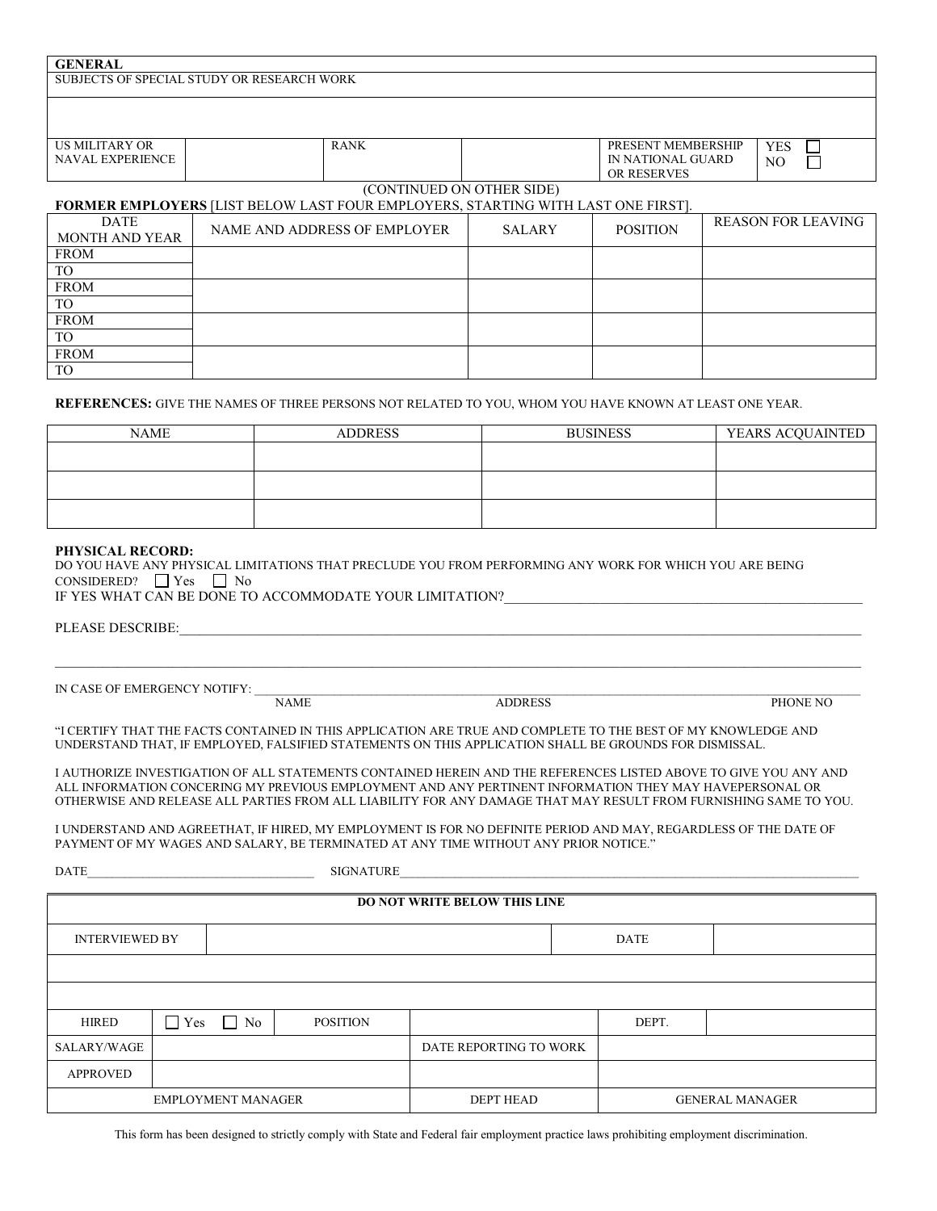## GENERAL

| SUBJECTS OF SPECIAL STUDY OR RESEARCH WORK | | | | | |
|---|---|---|---|---|---|
| | | | | | |
| US MILITARY OR NAVAL EXPERIENCE | | RANK | | PRESENT MEMBERSHIP IN NATIONAL GUARD OR RESERVES | YES ☐ NO ☐ |

(CONTINUED ON OTHER SIDE)

**FORMER EMPLOYERS** [LIST BELOW LAST FOUR EMPLOYERS, STARTING WITH LAST ONE FIRST].

| DATE MONTH AND YEAR | NAME AND ADDRESS OF EMPLOYER | SALARY | POSITION | REASON FOR LEAVING |
|---|---|---|---|---|
| FROM<br>TO | | | | |
| FROM<br>TO | | | | |
| FROM<br>TO | | | | |
| FROM<br>TO | | | | |

**REFERENCES:** GIVE THE NAMES OF THREE PERSONS NOT RELATED TO YOU, WHOM YOU HAVE KNOWN AT LEAST ONE YEAR.

| NAME | ADDRESS | BUSINESS | YEARS ACQUAINTED |
|---|---|---|---|
| | | | |
| | | | |
| | | | |

**PHYSICAL RECORD:**

DO YOU HAVE ANY PHYSICAL LIMITATIONS THAT PRECLUDE YOU FROM PERFORMING ANY WORK FOR WHICH YOU ARE BEING CONSIDERED? ☐ Yes ☐ No

IF YES WHAT CAN BE DONE TO ACCOMMODATE YOUR LIMITATION?______________________________________________________

PLEASE DESCRIBE:_______________________________________________________________________________________

_______________________________________________________________________________________________________

IN CASE OF EMERGENCY NOTIFY: ___________________________________________________________________________
NAME ADDRESS PHONE NO

"I CERTIFY THAT THE FACTS CONTAINED IN THIS APPLICATION ARE TRUE AND COMPLETE TO THE BEST OF MY KNOWLEDGE AND UNDERSTAND THAT, IF EMPLOYED, FALSIFIED STATEMENTS ON THIS APPLICATION SHALL BE GROUNDS FOR DISMISSAL.

I AUTHORIZE INVESTIGATION OF ALL STATEMENTS CONTAINED HEREIN AND THE REFERENCES LISTED ABOVE TO GIVE YOU ANY AND ALL INFORMATION CONCERING MY PREVIOUS EMPLOYMENT AND ANY PERTINENT INFORMATION THEY MAY HAVEPERSONAL OR OTHERWISE AND RELEASE ALL PARTIES FROM ALL LIABILITY FOR ANY DAMAGE THAT MAY RESULT FROM FURNISHING SAME TO YOU.

I UNDERSTAND AND AGREETHAT, IF HIRED, MY EMPLOYMENT IS FOR NO DEFINITE PERIOD AND MAY, REGARDLESS OF THE DATE OF PAYMENT OF MY WAGES AND SALARY, BE TERMINATED AT ANY TIME WITHOUT ANY PRIOR NOTICE."

DATE___________________________________ SIGNATURE___________________________________________________________________

| DO NOT WRITE BELOW THIS LINE | | | | | |
|---|---|---|---|---|---|
| INTERVIEWED BY | | | | DATE | |
| | | | | | |
| | | | | | |
| HIRED | ☐ Yes ☐ No | POSITION | | DEPT. | |
| SALARY/WAGE | | | DATE REPORTING TO WORK | | |
| APPROVED | | | | | |
| EMPLOYMENT MANAGER | | | DEPT HEAD | GENERAL MANAGER | |

This form has been designed to strictly comply with State and Federal fair employment practice laws prohibiting employment discrimination.